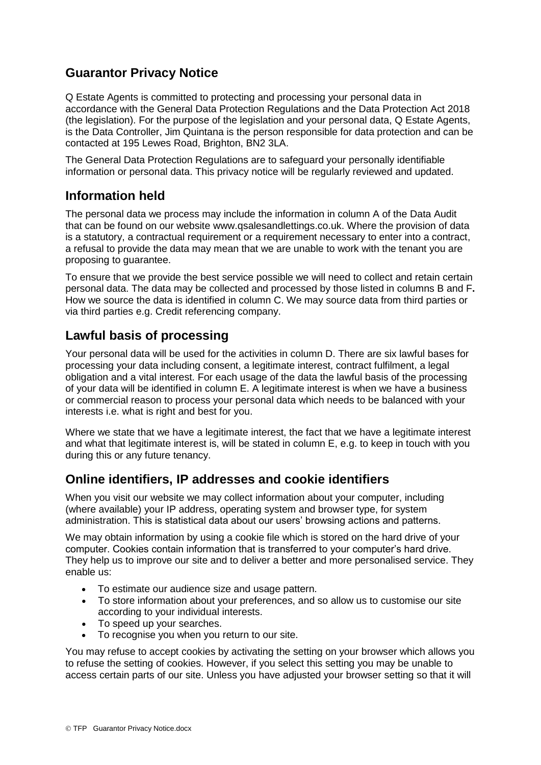## Guarantor Privacy Notice

Q Estate Agents is committed to protecting and processing your personal data in accordance with the General Data Protection Regulations and the Data Protection Act 2018 (the legislation). For the purpose of the legislation and your personal data, Q Estate Agents, is the Data Controller, Jim Quintana is the person responsible for data protection and can be contacted at 195 Lewes Road, Brighton, BN2 3LA.

The General Data Protection Regulations are to safeguard your personally identifiable information or personal data. This privacy notice will be regularly reviewed and updated.

## Information held

The personal data we process may include the information in column A of the Data Audit that can be found on our website www.qsalesandlettings.co.uk. Where the provision of data is a statutory, a contractual requirement or a requirement necessary to enter into a contract, a refusal to provide the data may mean that we are unable to work with the tenant you are proposing to guarantee.

To ensure that we provide the best service possible we will need to collect and retain certain personal data. The data may be collected and processed by those listed in columns B and F**.** How we source the data is identified in column C. We may source data from third parties or via third parties e.g. Credit referencing company.

## Lawful basis of processing

Your personal data will be used for the activities in column D. There are six lawful bases for processing your data including consent, a legitimate interest, contract fulfilment, a legal obligation and a vital interest. For each usage of the data the lawful basis of the processing of your data will be identified in column E. A legitimate interest is when we have a business or commercial reason to process your personal data which needs to be balanced with your interests i.e. what is right and best for you.

Where we state that we have a legitimate interest, the fact that we have a legitimate interest and what that legitimate interest is, will be stated in column E, e.g. to keep in touch with you during this or any future tenancy.

## Online identifiers, IP addresses and cookie identifiers

When you visit our website we may collect information about your computer, including (where available) your IP address, operating system and browser type, for system administration. This is statistical data about our users' browsing actions and patterns.

We may obtain information by using a cookie file which is stored on the hard drive of your computer. Cookies contain information that is transferred to your computer's hard drive. They help us to improve our site and to deliver a better and more personalised service. They enable us:

- To estimate our audience size and usage pattern.
- To store information about your preferences, and so allow us to customise our site according to your individual interests.
- To speed up your searches.
- To recognise you when you return to our site.

You may refuse to accept cookies by activating the setting on your browser which allows you to refuse the setting of cookies. However, if you select this setting you may be unable to access certain parts of our site. Unless you have adjusted your browser setting so that it will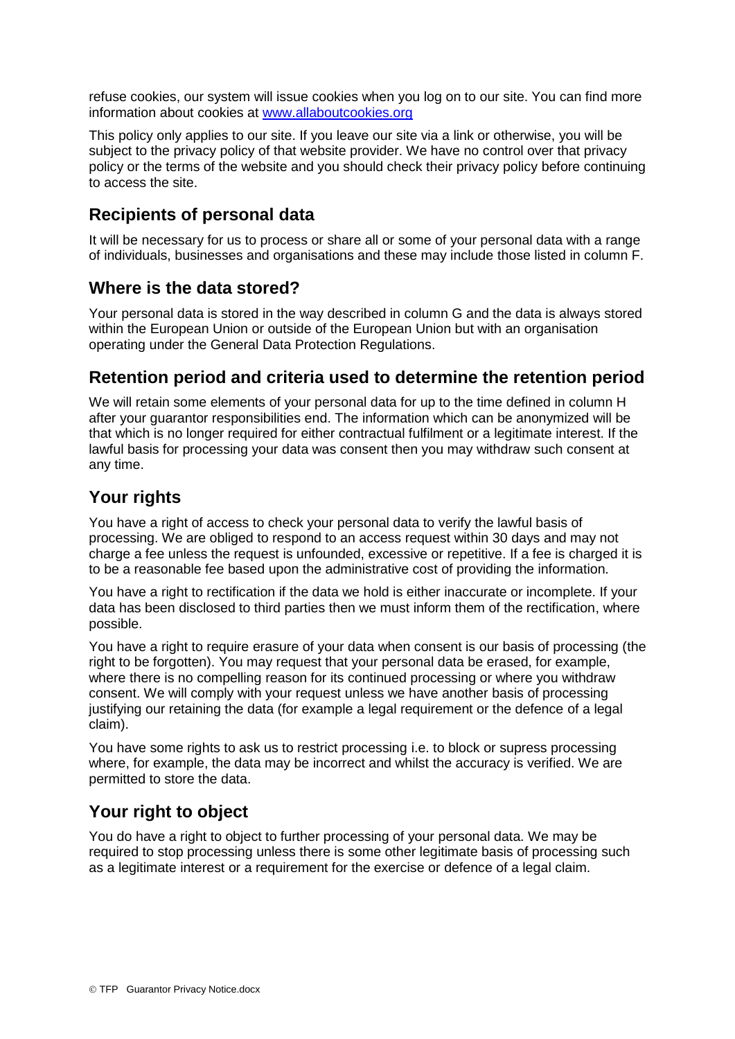refuse cookies, our system will issue cookies when you log on to our site. You can find more information about cookies at [www.allaboutcookies.org](http://www.allaboutcookies.org)

This policy only applies to our site. If you leave our site via a link or otherwise, you will be subject to the privacy policy of that website provider. We have no control over that privacy policy or the terms of the website and you should check their privacy policy before continuing to access the site.

## Recipients of personal data

It will be necessary for us to process or share all or some of your personal data with a range of individuals, businesses and organisations and these may include those listed in column F.

## Where is the data stored?

Your personal data is stored in the way described in column G and the data is always stored within the European Union or outside of the European Union but with an organisation operating under the General Data Protection Regulations.

## Retention period and criteria used to determine the retention period

We will retain some elements of your personal data for up to the time defined in column H after your guarantor responsibilities end. The information which can be anonymized will be that which is no longer required for either contractual fulfilment or a legitimate interest. If the lawful basis for processing your data was consent then you may withdraw such consent at any time.

## Your rights

You have a right of access to check your personal data to verify the lawful basis of processing. We are obliged to respond to an access request within 30 days and may not charge a fee unless the request is unfounded, excessive or repetitive. If a fee is charged it is to be a reasonable fee based upon the administrative cost of providing the information.

You have a right to rectification if the data we hold is either inaccurate or incomplete. If your data has been disclosed to third parties then we must inform them of the rectification, where possible.

You have a right to require erasure of your data when consent is our basis of processing (the right to be forgotten). You may request that your personal data be erased, for example, where there is no compelling reason for its continued processing or where you withdraw consent. We will comply with your request unless we have another basis of processing justifying our retaining the data (for example a legal requirement or the defence of a legal claim).

You have some rights to ask us to restrict processing i.e. to block or supress processing where, for example, the data may be incorrect and whilst the accuracy is verified. We are permitted to store the data.

## Your right to object

You do have a right to object to further processing of your personal data. We may be required to stop processing unless there is some other legitimate basis of processing such as a legitimate interest or a requirement for the exercise or defence of a legal claim.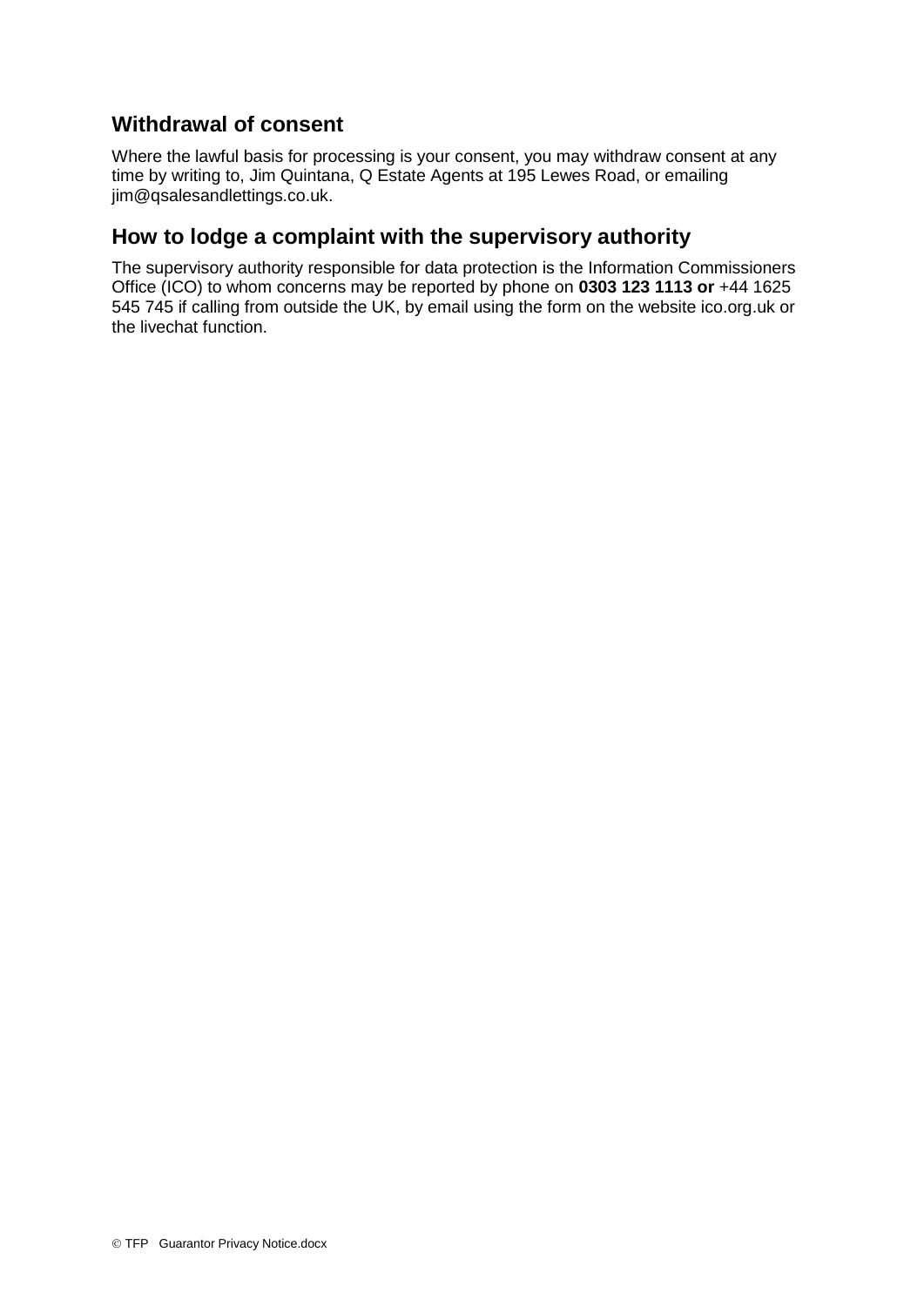## Withdrawal of consent

Where the lawful basis for processing is your consent, you may withdraw consent at any time by writing to, Jim Quintana, Q Estate Agents at 195 Lewes Road, or emailing jim@qsalesandlettings.co.uk.

## How to lodge a complaint with the supervisory authority

The supervisory authority responsible for data protection is the Information Commissioners Office (ICO) to whom concerns may be reported by phone on **0303 123 1113 or** +44 1625 545 745 if calling from outside the UK, by email using the form on the website ico.org.uk or the livechat function.